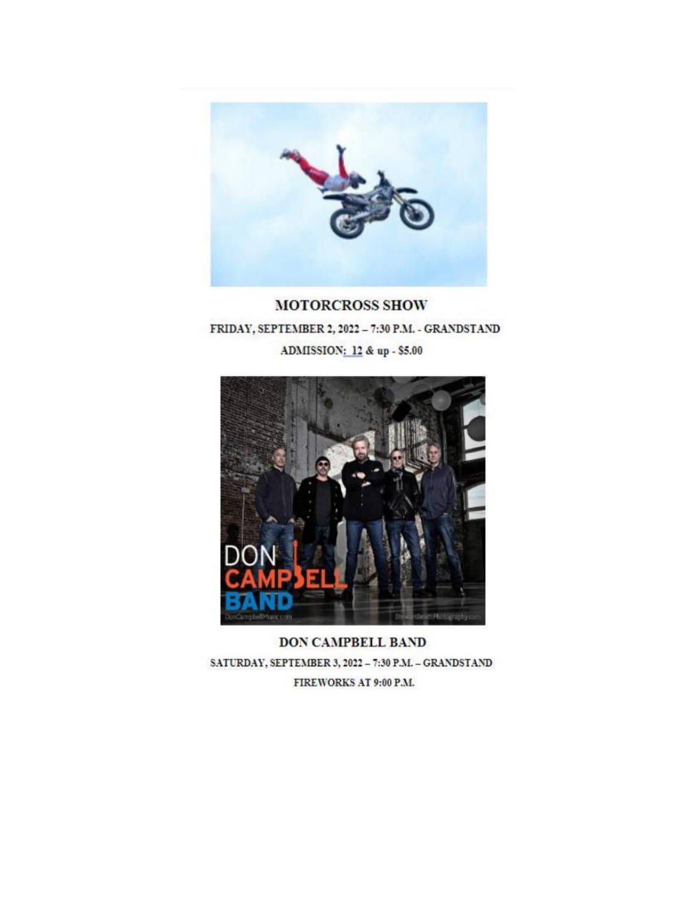**MOTORCROSS SHOW**

FRIDAY, SEPTEMBER 2, 2022 – 7:30 P.M. - GRANDSTAND

ADMISSION: 12 & up - $5.00

**DON CAMPBELL BAND**

SATURDAY, SEPTEMBER 3, 2022 – 7:30 P.M. – GRANDSTAND

FIREWORKS AT 9:00 P.M.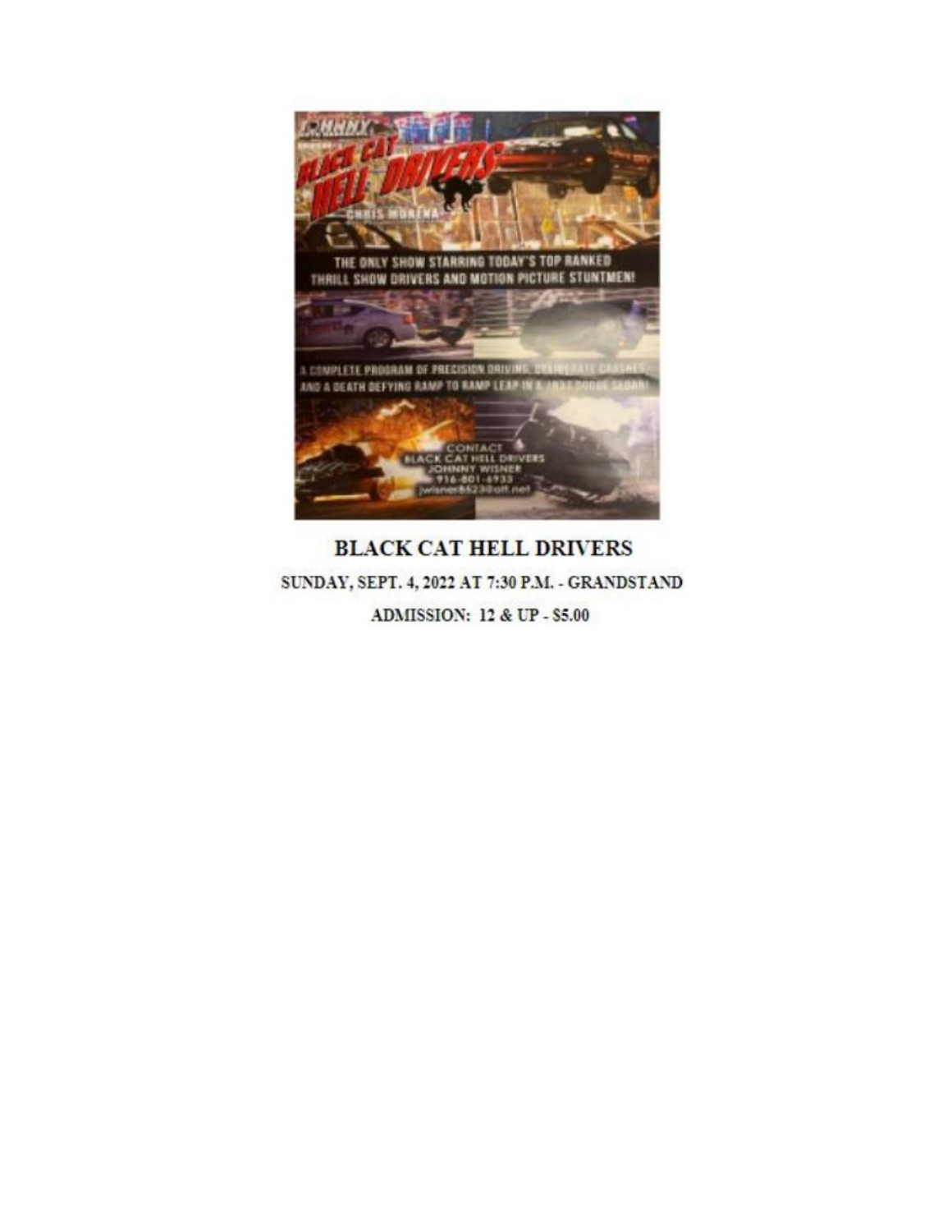BLACK CAT HELL DRIVERS

SUNDAY, SEPT. 4, 2022 AT 7:30 P.M. - GRANDSTAND

ADMISSION: 12 & UP - $5.00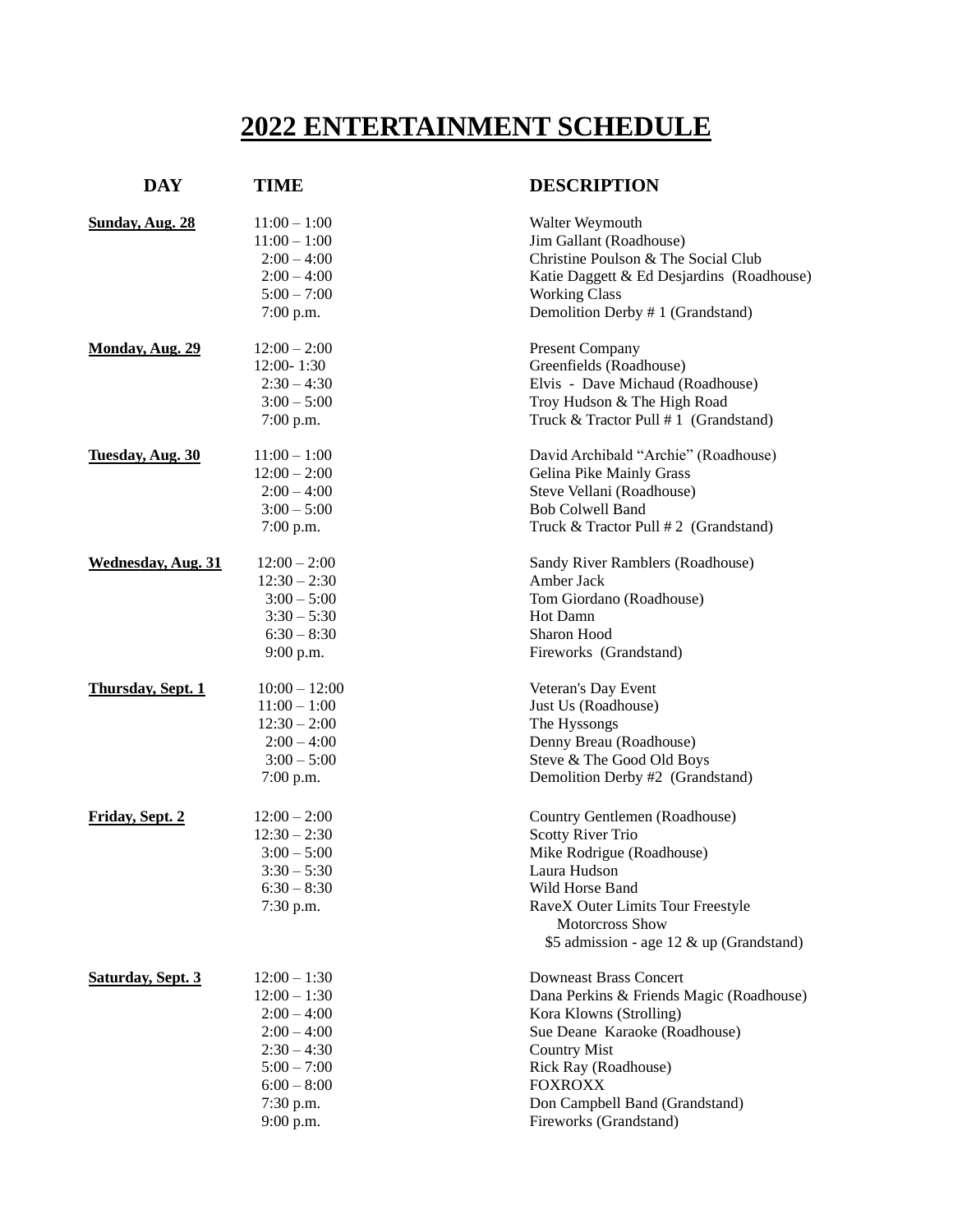# 2022 ENTERTAINMENT SCHEDULE

| DAY | TIME | DESCRIPTION |
|---|---|---|
| **Sunday, Aug. 28** | 11:00 – 1:00 | Walter Weymouth |
| | 11:00 – 1:00 | Jim Gallant (Roadhouse) |
| | 2:00 – 4:00 | Christine Poulson & The Social Club |
| | 2:00 – 4:00 | Katie Daggett & Ed Desjardins (Roadhouse) |
| | 5:00 – 7:00 | Working Class |
| | 7:00 p.m. | Demolition Derby # 1 (Grandstand) |
| **Monday, Aug. 29** | 12:00 – 2:00 | Present Company |
| | 12:00- 1:30 | Greenfields (Roadhouse) |
| | 2:30 – 4:30 | Elvis - Dave Michaud (Roadhouse) |
| | 3:00 – 5:00 | Troy Hudson & The High Road |
| | 7:00 p.m. | Truck & Tractor Pull # 1 (Grandstand) |
| **Tuesday, Aug. 30** | 11:00 – 1:00 | David Archibald "Archie" (Roadhouse) |
| | 12:00 – 2:00 | Gelina Pike Mainly Grass |
| | 2:00 – 4:00 | Steve Vellani (Roadhouse) |
| | 3:00 – 5:00 | Bob Colwell Band |
| | 7:00 p.m. | Truck & Tractor Pull # 2 (Grandstand) |
| **Wednesday, Aug. 31** | 12:00 – 2:00 | Sandy River Ramblers (Roadhouse) |
| | 12:30 – 2:30 | Amber Jack |
| | 3:00 – 5:00 | Tom Giordano (Roadhouse) |
| | 3:30 – 5:30 | Hot Damn |
| | 6:30 – 8:30 | Sharon Hood |
| | 9:00 p.m. | Fireworks (Grandstand) |
| **Thursday, Sept. 1** | 10:00 – 12:00 | Veteran's Day Event |
| | 11:00 – 1:00 | Just Us (Roadhouse) |
| | 12:30 – 2:00 | The Hyssongs |
| | 2:00 – 4:00 | Denny Breau (Roadhouse) |
| | 3:00 – 5:00 | Steve & The Good Old Boys |
| | 7:00 p.m. | Demolition Derby #2 (Grandstand) |
| **Friday, Sept. 2** | 12:00 – 2:00 | Country Gentlemen (Roadhouse) |
| | 12:30 – 2:30 | Scotty River Trio |
| | 3:00 – 5:00 | Mike Rodrigue (Roadhouse) |
| | 3:30 – 5:30 | Laura Hudson |
| | 6:30 – 8:30 | Wild Horse Band |
| | 7:30 p.m. | RaveX Outer Limits Tour Freestyle Motorcross Show $5 admission - age 12 & up (Grandstand) |
| **Saturday, Sept. 3** | 12:00 – 1:30 | Downeast Brass Concert |
| | 12:00 – 1:30 | Dana Perkins & Friends Magic (Roadhouse) |
| | 2:00 – 4:00 | Kora Klowns (Strolling) |
| | 2:00 – 4:00 | Sue Deane Karaoke (Roadhouse) |
| | 2:30 – 4:30 | Country Mist |
| | 5:00 – 7:00 | Rick Ray (Roadhouse) |
| | 6:00 – 8:00 | FOXROXX |
| | 7:30 p.m. | Don Campbell Band (Grandstand) |
| | 9:00 p.m. | Fireworks (Grandstand) |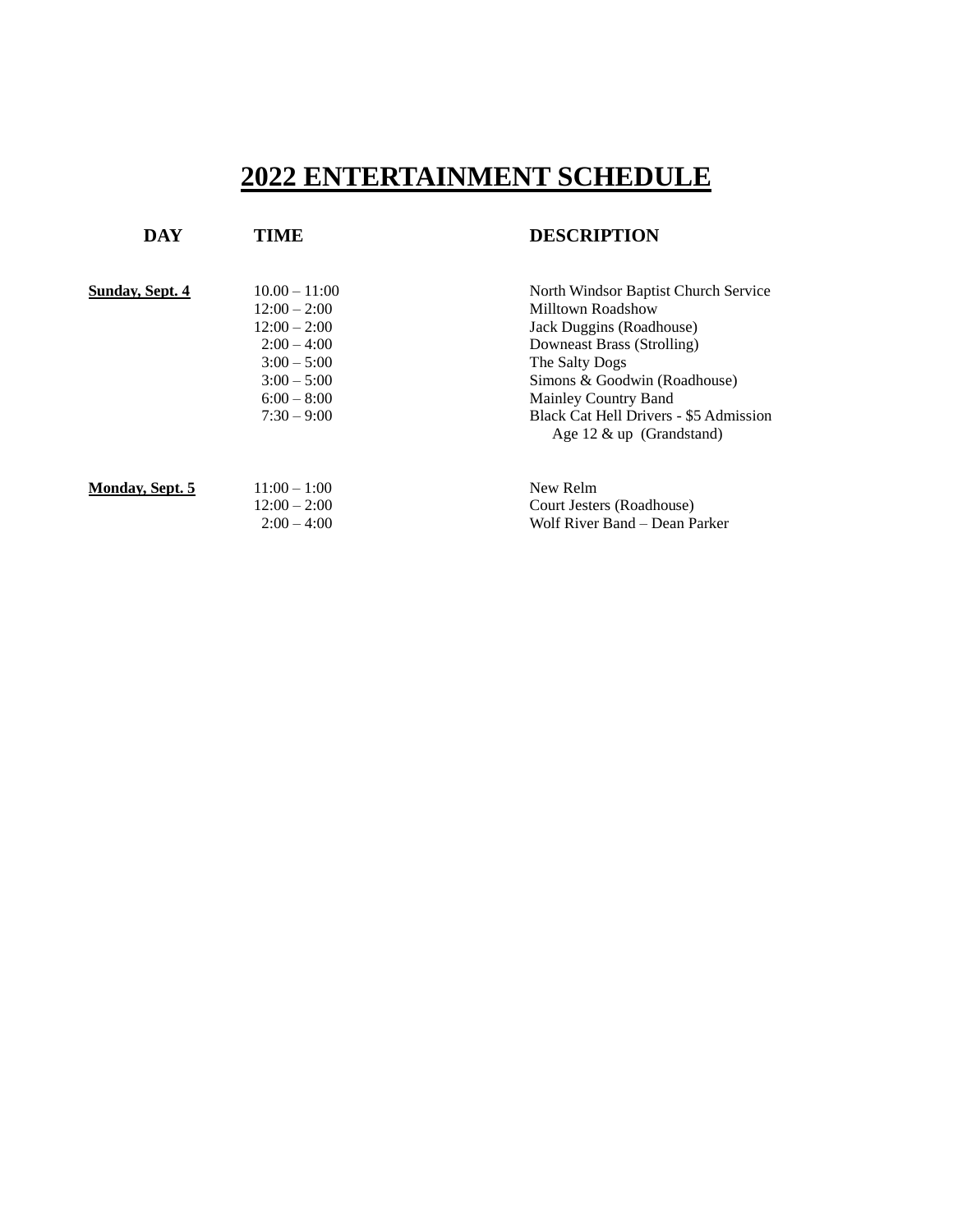# 2022 ENTERTAINMENT SCHEDULE

| DAY | TIME | DESCRIPTION |
|---|---|---|
| **Sunday, Sept. 4** | 10.00 – 11:00 | North Windsor Baptist Church Service |
| | 12:00 – 2:00 | Milltown Roadshow |
| | 12:00 – 2:00 | Jack Duggins (Roadhouse) |
| | 2:00 – 4:00 | Downeast Brass (Strolling) |
| | 3:00 – 5:00 | The Salty Dogs |
| | 3:00 – 5:00 | Simons & Goodwin (Roadhouse) |
| | 6:00 – 8:00 | Mainley Country Band |
| | 7:30 – 9:00 | Black Cat Hell Drivers - $5 Admission Age 12 & up (Grandstand) |
| **Monday, Sept. 5** | 11:00 – 1:00 | New Relm |
| | 12:00 – 2:00 | Court Jesters (Roadhouse) |
| | 2:00 – 4:00 | Wolf River Band – Dean Parker |